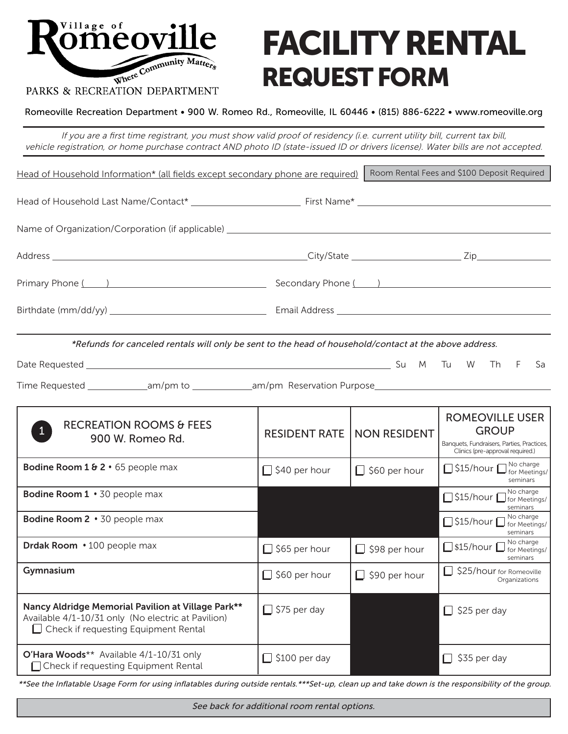Village of Romeoville
Where Community Matters
PARKS & RECREATION DEPARTMENT

# FACILITY RENTAL REQUEST FORM

Romeoville Recreation Department • 900 W. Romeo Rd., Romeoville, IL 60446 • (815) 886-6222 • www.romeoville.org

*If you are a first time registrant, you must show valid proof of residency (i.e. current utility bill, current tax bill, vehicle registration, or home purchase contract AND photo ID (state-issued ID or drivers license). Water bills are not accepted.*

Head of Household Information* (all fields except secondary phone are required)

Room Rental Fees and $100 Deposit Required

Head of Household Last Name/Contact* ____________________ First Name* ____________________

Name of Organization/Corporation (if applicable) ____________________

Address ____________________ City/State ____________________ Zip ____________

Primary Phone (____) ____________________ Secondary Phone (____) ____________________

Birthdate (mm/dd/yy) ____________________ Email Address ____________________

*\*Refunds for canceled rentals will only be sent to the head of household/contact at the above address.*

Date Requested ____________________ Su M Tu W Th F Sa

Time Requested ____________ am/pm to ____________ am/pm Reservation Purpose ____________________

| 1 RECREATION ROOMS & FEES 900 W. Romeo Rd. | RESIDENT RATE | NON RESIDENT | ROMEOVILLE USER GROUP Banquets, Fundraisers, Parties, Practices, Clinics (pre-approval required.) |
|---|---|---|---|
| **Bodine Room 1 & 2** • 65 people max | ☐ $40 per hour | ☐ $60 per hour | ☐ $15/hour ☐ No charge for Meetings/ seminars |
| **Bodine Room 1** • 30 people max | | | ☐ $15/hour ☐ No charge for Meetings/ seminars |
| **Bodine Room 2** • 30 people max | | | ☐ $15/hour ☐ No charge for Meetings/ seminars |
| **Drdak Room** • 100 people max | ☐ $65 per hour | ☐ $98 per hour | ☐ $15/hour ☐ No charge for Meetings/ seminars |
| **Gymnasium** | ☐ $60 per hour | ☐ $90 per hour | ☐ $25/hour for Romeoville Organizations |
| **Nancy Aldridge Memorial Pavilion at Village Park**\*\* Available 4/1-10/31 only (No electric at Pavilion) ☐ Check if requesting Equipment Rental | ☐ $75 per day | | ☐ $25 per day |
| **O'Hara Woods**\*\* Available 4/1-10/31 only ☐ Check if requesting Equipment Rental | ☐ $100 per day | | ☐ $35 per day |

*\*\*See the Inflatable Usage Form for using inflatables during outside rentals.\*\*\*Set-up, clean up and take down is the responsibility of the group.*

*See back for additional room rental options.*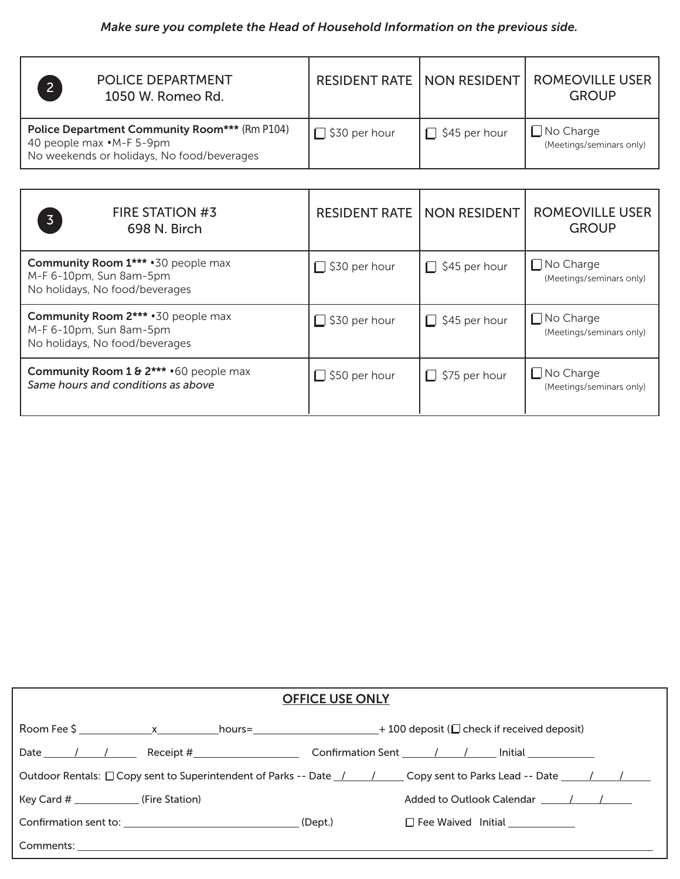*Make sure you complete the Head of Household Information on the previous side.*

| 2 POLICE DEPARTMENT 1050 W. Romeo Rd. | RESIDENT RATE | NON RESIDENT | ROMEOVILLE USER GROUP |
|---|---|---|---|
| **Police Department Community Room***** (Rm P104) 40 people max •M-F 5-9pm No weekends or holidays, No food/beverages | ☐ $30 per hour | ☐ $45 per hour | ☐ No Charge (Meetings/seminars only) |

| 3 FIRE STATION #3 698 N. Birch | RESIDENT RATE | NON RESIDENT | ROMEOVILLE USER GROUP |
|---|---|---|---|
| **Community Room 1***** •30 people max M-F 6-10pm, Sun 8am-5pm No holidays, No food/beverages | ☐ $30 per hour | ☐ $45 per hour | ☐ No Charge (Meetings/seminars only) |
| **Community Room 2***** •30 people max M-F 6-10pm, Sun 8am-5pm No holidays, No food/beverages | ☐ $30 per hour | ☐ $45 per hour | ☐ No Charge (Meetings/seminars only) |
| **Community Room 1 & 2***** •60 people max *Same hours and conditions as above* | ☐ $50 per hour | ☐ $75 per hour | ☐ No Charge (Meetings/seminars only) |

**OFFICE USE ONLY**

Room Fee $ ____________ x __________ hours= ____________________ + 100 deposit (☐ check if received deposit)

Date ____/____/____ Receipt # __________________ Confirmation Sent ____/____/____ Initial __________

Outdoor Rentals: ☐ Copy sent to Superintendent of Parks -- Date ____/____/____ Copy sent to Parks Lead -- Date ____/____/____

Key Card # ___________ (Fire Station) Added to Outlook Calendar ____/____/____

Confirmation sent to: ____________________________ (Dept.) ☐ Fee Waived Initial __________

Comments: ____________________________________________________________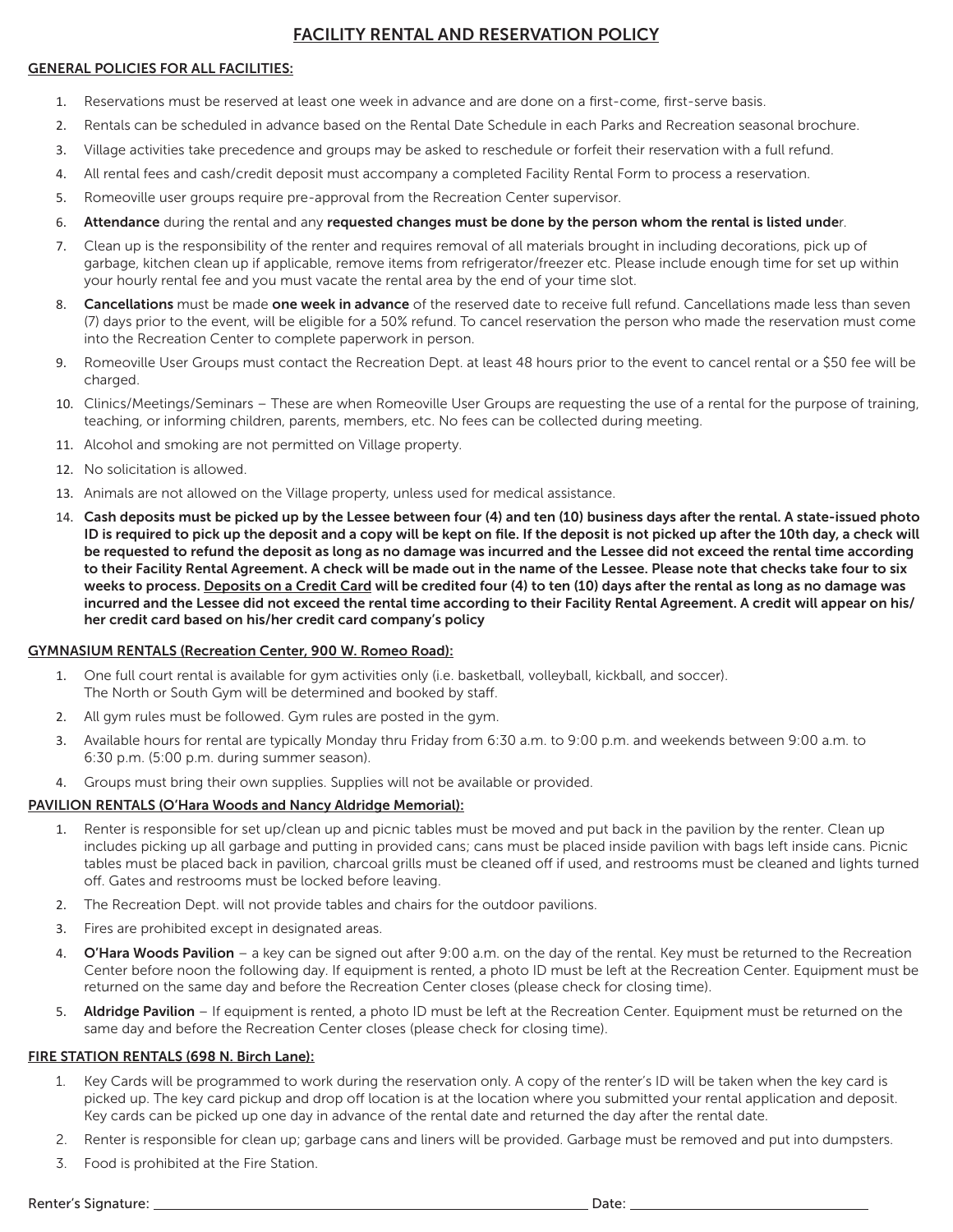# FACILITY RENTAL AND RESERVATION POLICY

## GENERAL POLICIES FOR ALL FACILITIES:

1. Reservations must be reserved at least one week in advance and are done on a first-come, first-serve basis.
2. Rentals can be scheduled in advance based on the Rental Date Schedule in each Parks and Recreation seasonal brochure.
3. Village activities take precedence and groups may be asked to reschedule or forfeit their reservation with a full refund.
4. All rental fees and cash/credit deposit must accompany a completed Facility Rental Form to process a reservation.
5. Romeoville user groups require pre-approval from the Recreation Center supervisor.
6. **Attendance** during the rental and any **requested changes must be done by the person whom the rental is listed under**.
7. Clean up is the responsibility of the renter and requires removal of all materials brought in including decorations, pick up of garbage, kitchen clean up if applicable, remove items from refrigerator/freezer etc. Please include enough time for set up within your hourly rental fee and you must vacate the rental area by the end of your time slot.
8. **Cancellations** must be made **one week in advance** of the reserved date to receive full refund. Cancellations made less than seven (7) days prior to the event, will be eligible for a 50% refund. To cancel reservation the person who made the reservation must come into the Recreation Center to complete paperwork in person.
9. Romeoville User Groups must contact the Recreation Dept. at least 48 hours prior to the event to cancel rental or a $50 fee will be charged.
10. Clinics/Meetings/Seminars – These are when Romeoville User Groups are requesting the use of a rental for the purpose of training, teaching, or informing children, parents, members, etc. No fees can be collected during meeting.
11. Alcohol and smoking are not permitted on Village property.
12. No solicitation is allowed.
13. Animals are not allowed on the Village property, unless used for medical assistance.
14. **Cash deposits must be picked up by the Lessee between four (4) and ten (10) business days after the rental. A state-issued photo ID is required to pick up the deposit and a copy will be kept on file. If the deposit is not picked up after the 10th day, a check will be requested to refund the deposit as long as no damage was incurred and the Lessee did not exceed the rental time according to their Facility Rental Agreement. A check will be made out in the name of the Lessee. Please note that checks take four to six weeks to process. <u>Deposits on a Credit Card</u> will be credited four (4) to ten (10) days after the rental as long as no damage was incurred and the Lessee did not exceed the rental time according to their Facility Rental Agreement. A credit will appear on his/her credit card based on his/her credit card company's policy**

## GYMNASIUM RENTALS (Recreation Center, 900 W. Romeo Road):

1. One full court rental is available for gym activities only (i.e. basketball, volleyball, kickball, and soccer). The North or South Gym will be determined and booked by staff.
2. All gym rules must be followed. Gym rules are posted in the gym.
3. Available hours for rental are typically Monday thru Friday from 6:30 a.m. to 9:00 p.m. and weekends between 9:00 a.m. to 6:30 p.m. (5:00 p.m. during summer season).
4. Groups must bring their own supplies. Supplies will not be available or provided.

## PAVILION RENTALS (O'Hara Woods and Nancy Aldridge Memorial):

1. Renter is responsible for set up/clean up and picnic tables must be moved and put back in the pavilion by the renter. Clean up includes picking up all garbage and putting in provided cans; cans must be placed inside pavilion with bags left inside cans. Picnic tables must be placed back in pavilion, charcoal grills must be cleaned off if used, and restrooms must be cleaned and lights turned off. Gates and restrooms must be locked before leaving.
2. The Recreation Dept. will not provide tables and chairs for the outdoor pavilions.
3. Fires are prohibited except in designated areas.
4. **O'Hara Woods Pavilion** – a key can be signed out after 9:00 a.m. on the day of the rental. Key must be returned to the Recreation Center before noon the following day. If equipment is rented, a photo ID must be left at the Recreation Center. Equipment must be returned on the same day and before the Recreation Center closes (please check for closing time).
5. **Aldridge Pavilion** – If equipment is rented, a photo ID must be left at the Recreation Center. Equipment must be returned on the same day and before the Recreation Center closes (please check for closing time).

## FIRE STATION RENTALS (698 N. Birch Lane):

1. Key Cards will be programmed to work during the reservation only. A copy of the renter's ID will be taken when the key card is picked up. The key card pickup and drop off location is at the location where you submitted your rental application and deposit. Key cards can be picked up one day in advance of the rental date and returned the day after the rental date.
2. Renter is responsible for clean up; garbage cans and liners will be provided. Garbage must be removed and put into dumpsters.
3. Food is prohibited at the Fire Station.

Renter's Signature: ______________________________ Date: ____________________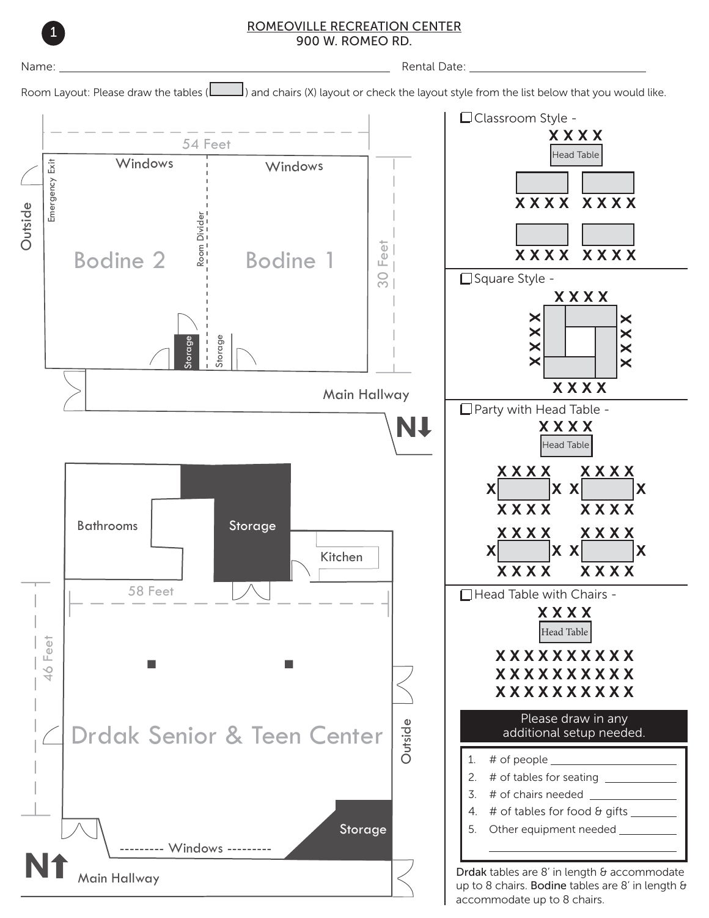## ROMEOVILLE RECREATION CENTER
900 W. ROMEO RD.

Name: ______________________ Rental Date: ______________________

Room Layout: Please draw the tables ( ) and chairs (X) layout or check the layout style from the list below that you would like.

54 Feet

Windows | Windows

Emergency Exit | Outside

Bodine 2 | Room Divider | Bodine 1

30 Feet

Storage | Storage

Main Hallway

N↓

Bathrooms | Storage | Kitchen

58 Feet

46 Feet

Drdak Senior & Teen Center

Outside

Storage

--------- Windows ---------

N↑ Main Hallway

- [ ] Classroom Style -
- [ ] Square Style -
- [ ] Party with Head Table -
- [ ] Head Table with Chairs -

**Please draw in any additional setup needed.**

1. # of people ______________
2. # of tables for seating ______________
3. # of chairs needed ______________
4. # of tables for food & gifts ______________
5. Other equipment needed ______________

**Drdak** tables are 8' in length & accommodate up to 8 chairs. **Bodine** tables are 8' in length & accommodate up to 8 chairs.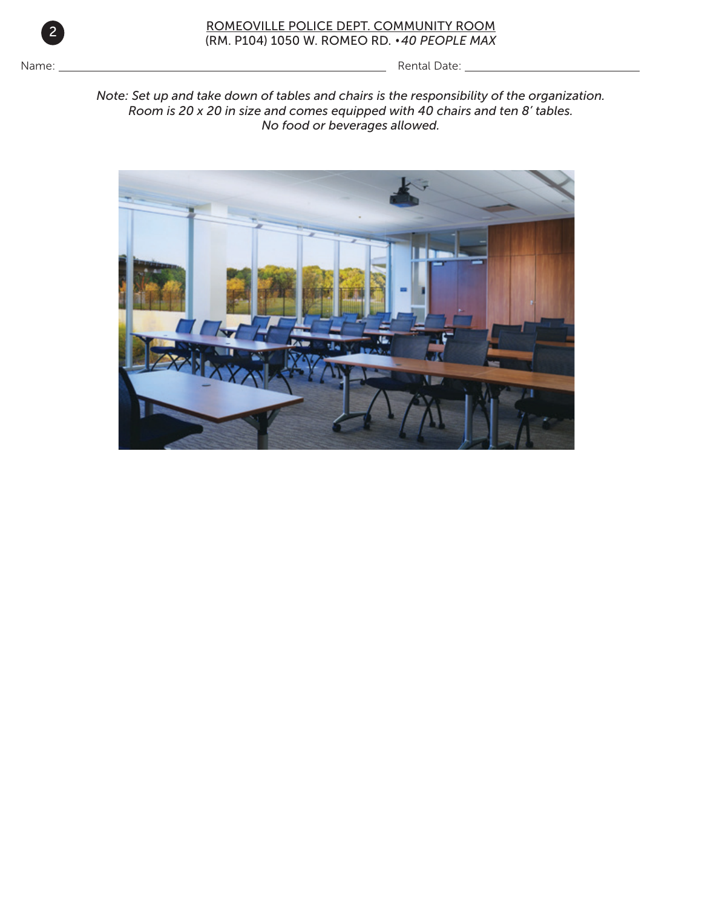2

## ROMEOVILLE POLICE DEPT. COMMUNITY ROOM

(RM. P104) 1050 W. ROMEO RD. •*40 PEOPLE MAX*

Name: ______________________________ Rental Date: ______________________________

*Note: Set up and take down of tables and chairs is the responsibility of the organization.*
*Room is 20 x 20 in size and comes equipped with 40 chairs and ten 8' tables.*
*No food or beverages allowed.*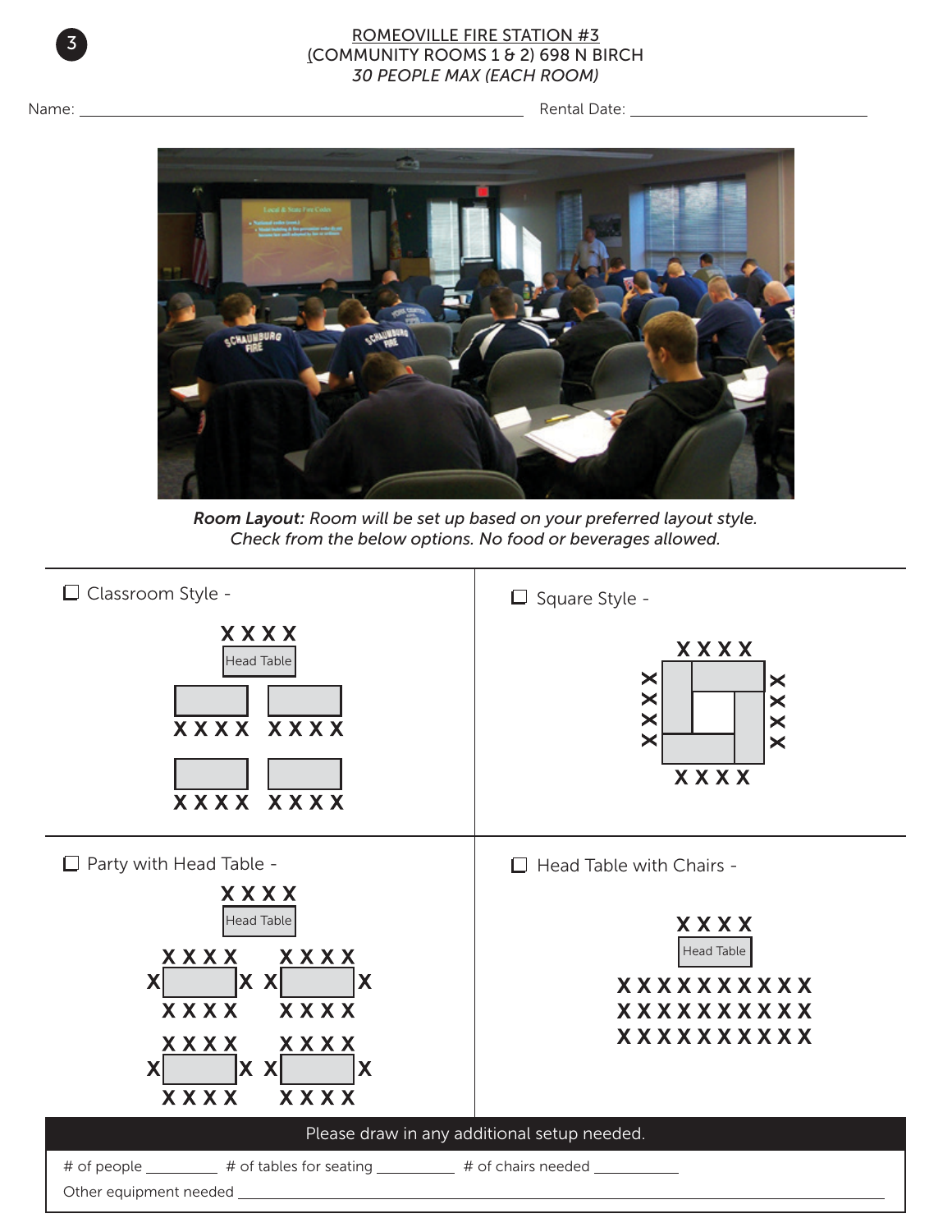3

# ROMEOVILLE FIRE STATION #3
## (COMMUNITY ROOMS 1 & 2) 698 N BIRCH
*30 PEOPLE MAX (EACH ROOM)*

Name: ______________________________ Rental Date: ______________________

***Room Layout:** Room will be set up based on your preferred layout style. Check from the below options. No food or beverages allowed.*

☐ Classroom Style -

XXXX
Head Table
XXXX XXXX
XXXX XXXX

☐ Square Style -

XXXX
XXXX XXXX
XXXX

☐ Party with Head Table -

XXXX
Head Table
XXXX XXXX
X X X X
XXXX XXXX
XXXX XXXX
X X X X
XXXX XXXX

☐ Head Table with Chairs -

XXXX
Head Table
XXXXXXXXXX
XXXXXXXXXX
XXXXXXXXXX

Please draw in any additional setup needed.

# of people ________ # of tables for seating ________ # of chairs needed ________

Other equipment needed ______________________________________________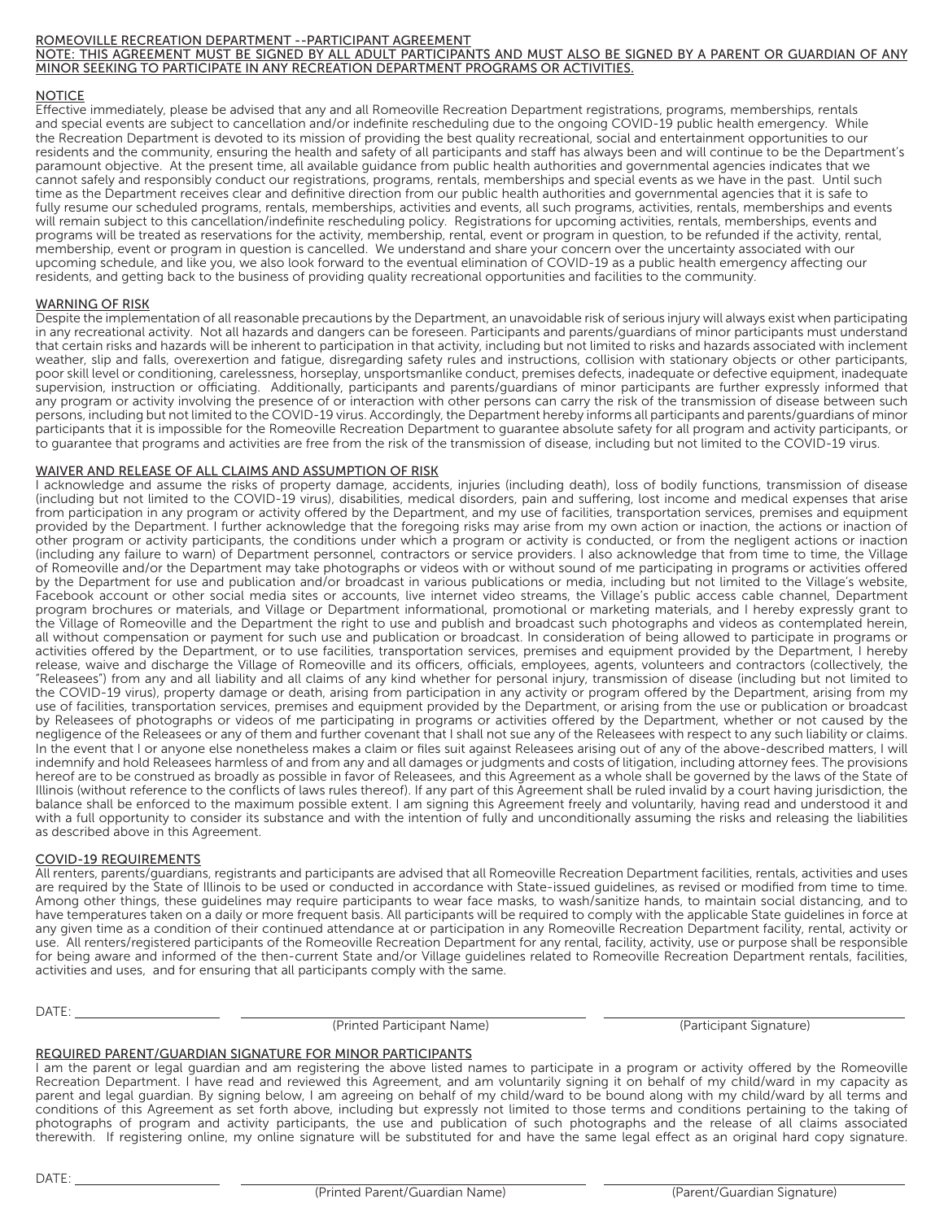ROMEOVILLE RECREATION DEPARTMENT --PARTICIPANT AGREEMENT

NOTE: THIS AGREEMENT MUST BE SIGNED BY ALL ADULT PARTICIPANTS AND MUST ALSO BE SIGNED BY A PARENT OR GUARDIAN OF ANY MINOR SEEKING TO PARTICIPATE IN ANY RECREATION DEPARTMENT PROGRAMS OR ACTIVITIES.

## NOTICE

Effective immediately, please be advised that any and all Romeoville Recreation Department registrations, programs, memberships, rentals and special events are subject to cancellation and/or indefinite rescheduling due to the ongoing COVID-19 public health emergency. While the Recreation Department is devoted to its mission of providing the best quality recreational, social and entertainment opportunities to our residents and the community, ensuring the health and safety of all participants and staff has always been and will continue to be the Department's paramount objective. At the present time, all available guidance from public health authorities and governmental agencies indicates that we cannot safely and responsibly conduct our registrations, programs, rentals, memberships and special events as we have in the past. Until such time as the Department receives clear and definitive direction from our public health authorities and governmental agencies that it is safe to fully resume our scheduled programs, rentals, memberships, activities and events, all such programs, activities, rentals, memberships and events will remain subject to this cancellation/indefinite rescheduling policy. Registrations for upcoming activities, rentals, memberships, events and programs will be treated as reservations for the activity, membership, rental, event or program in question, to be refunded if the activity, rental, membership, event or program in question is cancelled. We understand and share your concern over the uncertainty associated with our upcoming schedule, and like you, we also look forward to the eventual elimination of COVID-19 as a public health emergency affecting our residents, and getting back to the business of providing quality recreational opportunities and facilities to the community.

## WARNING OF RISK

Despite the implementation of all reasonable precautions by the Department, an unavoidable risk of serious injury will always exist when participating in any recreational activity. Not all hazards and dangers can be foreseen. Participants and parents/guardians of minor participants must understand that certain risks and hazards will be inherent to participation in that activity, including but not limited to risks and hazards associated with inclement weather, slip and falls, overexertion and fatigue, disregarding safety rules and instructions, collision with stationary objects or other participants, poor skill level or conditioning, carelessness, horseplay, unsportsmanlike conduct, premises defects, inadequate or defective equipment, inadequate supervision, instruction or officiating. Additionally, participants and parents/guardians of minor participants are further expressly informed that any program or activity involving the presence of or interaction with other persons can carry the risk of the transmission of disease between such persons, including but not limited to the COVID-19 virus. Accordingly, the Department hereby informs all participants and parents/guardians of minor participants that it is impossible for the Romeoville Recreation Department to guarantee absolute safety for all program and activity participants, or to guarantee that programs and activities are free from the risk of the transmission of disease, including but not limited to the COVID-19 virus.

## WAIVER AND RELEASE OF ALL CLAIMS AND ASSUMPTION OF RISK

I acknowledge and assume the risks of property damage, accidents, injuries (including death), loss of bodily functions, transmission of disease (including but not limited to the COVID-19 virus), disabilities, medical disorders, pain and suffering, lost income and medical expenses that arise from participation in any program or activity offered by the Department, and my use of facilities, transportation services, premises and equipment provided by the Department. I further acknowledge that the foregoing risks may arise from my own action or inaction, the actions or inaction of other program or activity participants, the conditions under which a program or activity is conducted, or from the negligent actions or inaction (including any failure to warn) of Department personnel, contractors or service providers. I also acknowledge that from time to time, the Village of Romeoville and/or the Department may take photographs or videos with or without sound of me participating in programs or activities offered by the Department for use and publication and/or broadcast in various publications or media, including but not limited to the Village's website, Facebook account or other social media sites or accounts, live internet video streams, the Village's public access cable channel, Department program brochures or materials, and Village or Department informational, promotional or marketing materials, and I hereby expressly grant to the Village of Romeoville and the Department the right to use and publish and broadcast such photographs and videos as contemplated herein, all without compensation or payment for such use and publication or broadcast. In consideration of being allowed to participate in programs or activities offered by the Department, or to use facilities, transportation services, premises and equipment provided by the Department, I hereby release, waive and discharge the Village of Romeoville and its officers, officials, employees, agents, volunteers and contractors (collectively, the "Releasees") from any and all liability and all claims of any kind whether for personal injury, transmission of disease (including but not limited to the COVID-19 virus), property damage or death, arising from participation in any activity or program offered by the Department, arising from my use of facilities, transportation services, premises and equipment provided by the Department, or arising from the use or publication or broadcast by Releasees of photographs or videos of me participating in programs or activities offered by the Department, whether or not caused by the negligence of the Releasees or any of them and further covenant that I shall not sue any of the Releasees with respect to any such liability or claims. In the event that I or anyone else nonetheless makes a claim or files suit against Releasees arising out of any of the above-described matters, I will indemnify and hold Releasees harmless of and from any and all damages or judgments and costs of litigation, including attorney fees. The provisions hereof are to be construed as broadly as possible in favor of Releasees, and this Agreement as a whole shall be governed by the laws of the State of Illinois (without reference to the conflicts of laws rules thereof). If any part of this Agreement shall be ruled invalid by a court having jurisdiction, the balance shall be enforced to the maximum possible extent. I am signing this Agreement freely and voluntarily, having read and understood it and with a full opportunity to consider its substance and with the intention of fully and unconditionally assuming the risks and releasing the liabilities as described above in this Agreement.

## COVID-19 REQUIREMENTS

All renters, parents/guardians, registrants and participants are advised that all Romeoville Recreation Department facilities, rentals, activities and uses are required by the State of Illinois to be used or conducted in accordance with State-issued guidelines, as revised or modified from time to time. Among other things, these guidelines may require participants to wear face masks, to wash/sanitize hands, to maintain social distancing, and to have temperatures taken on a daily or more frequent basis. All participants will be required to comply with the applicable State guidelines in force at any given time as a condition of their continued attendance at or participation in any Romeoville Recreation Department facility, rental, activity or use. All renters/registered participants of the Romeoville Recreation Department for any rental, facility, activity, use or purpose shall be responsible for being aware and informed of the then-current State and/or Village guidelines related to Romeoville Recreation Department rentals, facilities, activities and uses, and for ensuring that all participants comply with the same.

DATE: ____________________ ______________________________ (Printed Participant Name) ______________________________ (Participant Signature)

## REQUIRED PARENT/GUARDIAN SIGNATURE FOR MINOR PARTICIPANTS

I am the parent or legal guardian and am registering the above listed names to participate in a program or activity offered by the Romeoville Recreation Department. I have read and reviewed this Agreement, and am voluntarily signing it on behalf of my child/ward in my capacity as parent and legal guardian. By signing below, I am agreeing on behalf of my child/ward to be bound along with my child/ward by all terms and conditions of this Agreement as set forth above, including but expressly not limited to those terms and conditions pertaining to the taking of photographs of program and activity participants, the use and publication of such photographs and the release of all claims associated therewith. If registering online, my online signature will be substituted for and have the same legal effect as an original hard copy signature.

DATE: ____________________ ______________________________ (Printed Parent/Guardian Name) ______________________________ (Parent/Guardian Signature)